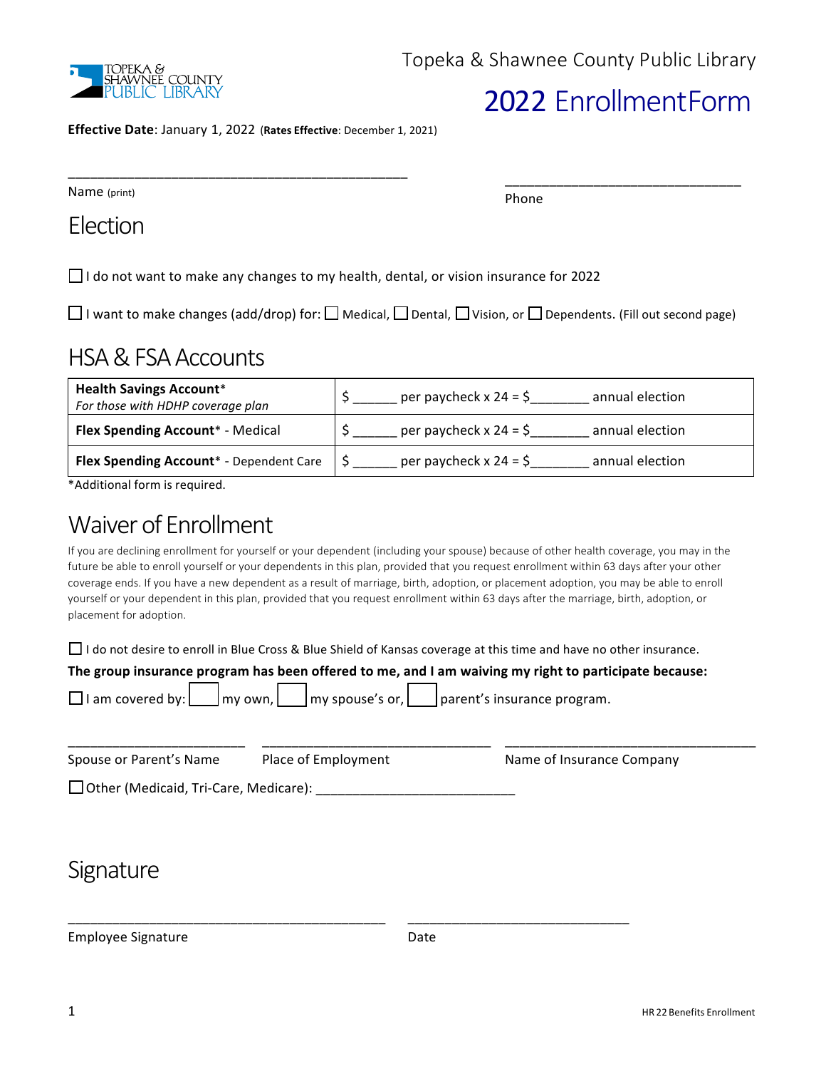TOPEKA & SHAWNEE COUNTY PUBLIC LIBRARY

Topeka & Shawnee County Public Library

# 2022 EnrollmentForm

**Effective Date**: January 1, 2022 (**Rates Effective**: December 1, 2021)

______________________________________________
Name (print)

_______________________________
Phone

## Election

☐ I do not want to make any changes to my health, dental, or vision insurance for 2022

☐ I want to make changes (add/drop) for: ☐ Medical, ☐ Dental, ☐ Vision, or ☐ Dependents. (Fill out second page)

## HSA & FSA Accounts

| | |
|---|---|
| **Health Savings Account*** *For those with HDHP coverage plan* | $ ______ per paycheck x 24 = $________ annual election |
| **Flex Spending Account*** - Medical | $ ______ per paycheck x 24 = $________ annual election |
| **Flex Spending Account*** - Dependent Care | $ ______ per paycheck x 24 = $________ annual election |

*Additional form is required.

## Waiver of Enrollment

If you are declining enrollment for yourself or your dependent (including your spouse) because of other health coverage, you may in the future be able to enroll yourself or your dependents in this plan, provided that you request enrollment within 63 days after your other coverage ends. If you have a new dependent as a result of marriage, birth, adoption, or placement adoption, you may be able to enroll yourself or your dependent in this plan, provided that you request enrollment within 63 days after the marriage, birth, adoption, or placement for adoption.

☐ I do not desire to enroll in Blue Cross & Blue Shield of Kansas coverage at this time and have no other insurance.

**The group insurance program has been offered to me, and I am waiving my right to participate because:**

☐ I am covered by: ☐ my own, ☐ my spouse's or, ☐ parent's insurance program.

_______________________ _______________________________ _________________________________
Spouse or Parent's Name Place of Employment Name of Insurance Company

☐ Other (Medicaid, Tri-Care, Medicare): ___________________________

## Signature

_________________________________________ _____________________________
Employee Signature Date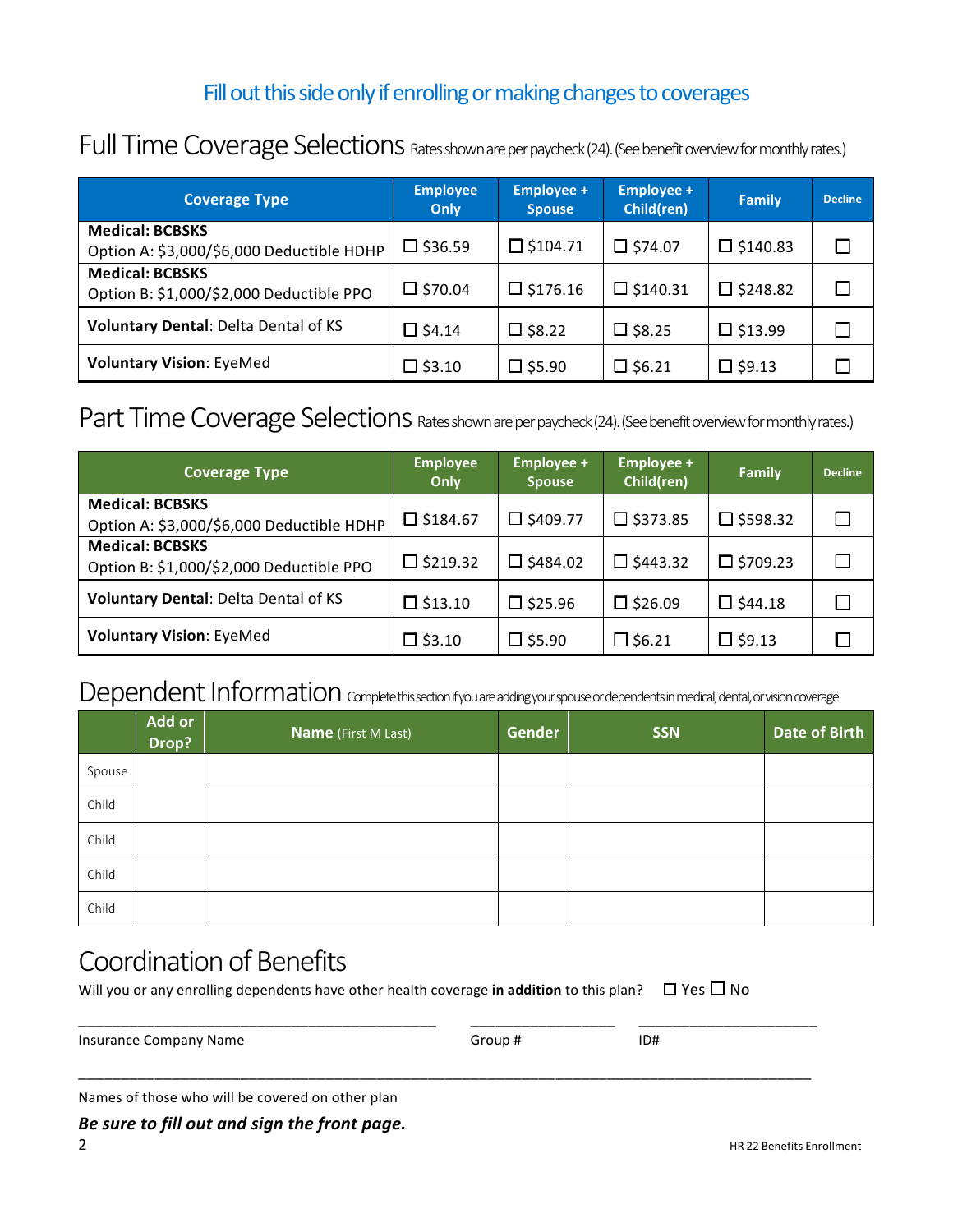Fill out this side only if enrolling or making changes to coverages

## Full Time Coverage Selections

Rates shown are per paycheck (24). (See benefit overview for monthly rates.)

| Coverage Type | Employee Only | Employee + Spouse | Employee + Child(ren) | Family | Decline |
|---|---|---|---|---|---|
| **Medical: BCBSKS** Option A: $3,000/$6,000 Deductible HDHP | ☐ $36.59 | ☐ $104.71 | ☐ $74.07 | ☐ $140.83 | ☐ |
| **Medical: BCBSKS** Option B: $1,000/$2,000 Deductible PPO | ☐ $70.04 | ☐ $176.16 | ☐ $140.31 | ☐ $248.82 | ☐ |
| **Voluntary Dental**: Delta Dental of KS | ☐ $4.14 | ☐ $8.22 | ☐ $8.25 | ☐ $13.99 | ☐ |
| **Voluntary Vision**: EyeMed | ☐ $3.10 | ☐ $5.90 | ☐ $6.21 | ☐ $9.13 | ☐ |

## Part Time Coverage Selections

Rates shown are per paycheck (24). (See benefit overview for monthly rates.)

| Coverage Type | Employee Only | Employee + Spouse | Employee + Child(ren) | Family | Decline |
|---|---|---|---|---|---|
| **Medical: BCBSKS** Option A: $3,000/$6,000 Deductible HDHP | ☐ $184.67 | ☐ $409.77 | ☐ $373.85 | ☐ $598.32 | ☐ |
| **Medical: BCBSKS** Option B: $1,000/$2,000 Deductible PPO | ☐ $219.32 | ☐ $484.02 | ☐ $443.32 | ☐ $709.23 | ☐ |
| **Voluntary Dental**: Delta Dental of KS | ☐ $13.10 | ☐ $25.96 | ☐ $26.09 | ☐ $44.18 | ☐ |
| **Voluntary Vision**: EyeMed | ☐ $3.10 | ☐ $5.90 | ☐ $6.21 | ☐ $9.13 | ☐ |

## Dependent Information

Complete this section if you are adding your spouse or dependents in medical, dental, or vision coverage

| | Add or Drop? | **Name** (First M Last) | Gender | SSN | Date of Birth |
|---|---|---|---|---|---|
| Spouse | | | | | |
| Child | | | | | |
| Child | | | | | |
| Child | | | | | |
| Child | | | | | |

## Coordination of Benefits

Will you or any enrolling dependents have other health coverage **in addition** to this plan? ☐ Yes ☐ No

\_\_\_\_\_\_\_\_\_\_\_\_\_\_\_\_\_\_\_\_\_\_\_\_\_\_\_\_\_\_\_\_\_\_\_\_\_\_\_\_ \_\_\_\_\_\_\_\_\_\_\_\_\_\_\_\_\_\_\_\_ \_\_\_\_\_\_\_\_\_\_\_\_\_\_\_\_\_\_\_\_\_\_\_\_

Insurance Company Name Group # ID#

\_\_\_\_\_\_\_\_\_\_\_\_\_\_\_\_\_\_\_\_\_\_\_\_\_\_\_\_\_\_\_\_\_\_\_\_\_\_\_\_\_\_\_\_\_\_\_\_\_\_\_\_\_\_\_\_\_\_\_\_\_\_\_\_\_\_\_\_\_\_\_\_\_\_\_\_\_\_\_\_\_\_\_\_

Names of those who will be covered on other plan

***Be sure to fill out and sign the front page.***

HR 22 Benefits Enrollment